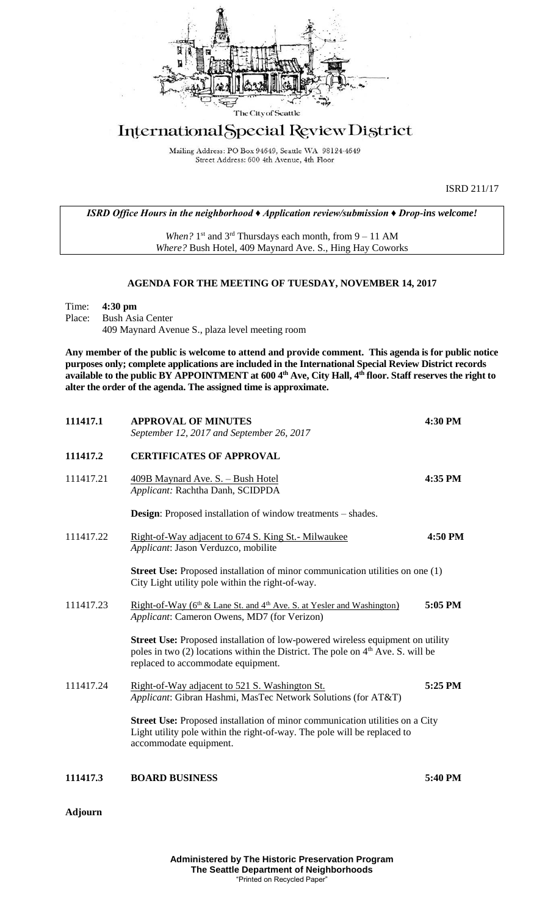The City of Seattle

# International Special Review District

Mailing Address: PO Box 94649, Seattle WA 98124-4649
Street Address: 600 4th Avenue, 4th Floor

ISRD 211/17

***ISRD Office Hours in the neighborhood ♦ Application review/submission ♦ Drop-ins welcome!***

*When?* 1st and 3rd Thursdays each month, from 9 – 11 AM
*Where?* Bush Hotel, 409 Maynard Ave. S., Hing Hay Coworks

## AGENDA FOR THE MEETING OF TUESDAY, NOVEMBER 14, 2017

Time: **4:30 pm**
Place: Bush Asia Center
409 Maynard Avenue S., plaza level meeting room

**Any member of the public is welcome to attend and provide comment. This agenda is for public notice purposes only; complete applications are included in the International Special Review District records available to the public BY APPOINTMENT at 600 4th Ave, City Hall, 4th floor. Staff reserves the right to alter the order of the agenda. The assigned time is approximate.**

**111417.1 APPROVAL OF MINUTES** **4:30 PM**
*September 12, 2017 and September 26, 2017*

**111417.2 CERTIFICATES OF APPROVAL**

111417.21 409B Maynard Ave. S. – Bush Hotel **4:35 PM**
*Applicant:* Rachtha Danh, SCIDPDA

**Design**: Proposed installation of window treatments – shades.

111417.22 Right-of-Way adjacent to 674 S. King St.- Milwaukee **4:50 PM**
*Applicant*: Jason Verduzco, mobilite

**Street Use:** Proposed installation of minor communication utilities on one (1) City Light utility pole within the right-of-way.

111417.23 Right-of-Way (6th & Lane St. and 4th Ave. S. at Yesler and Washington) **5:05 PM**
*Applicant*: Cameron Owens, MD7 (for Verizon)

**Street Use:** Proposed installation of low-powered wireless equipment on utility poles in two (2) locations within the District. The pole on 4th Ave. S. will be replaced to accommodate equipment.

111417.24 Right-of-Way adjacent to 521 S. Washington St. **5:25 PM**
*Applicant*: Gibran Hashmi, MasTec Network Solutions (for AT&T)

**Street Use:** Proposed installation of minor communication utilities on a City Light utility pole within the right-of-way. The pole will be replaced to accommodate equipment.

**111417.3 BOARD BUSINESS** **5:40 PM**

**Adjourn**

**Administered by The Historic Preservation Program**
**The Seattle Department of Neighborhoods**
"Printed on Recycled Paper"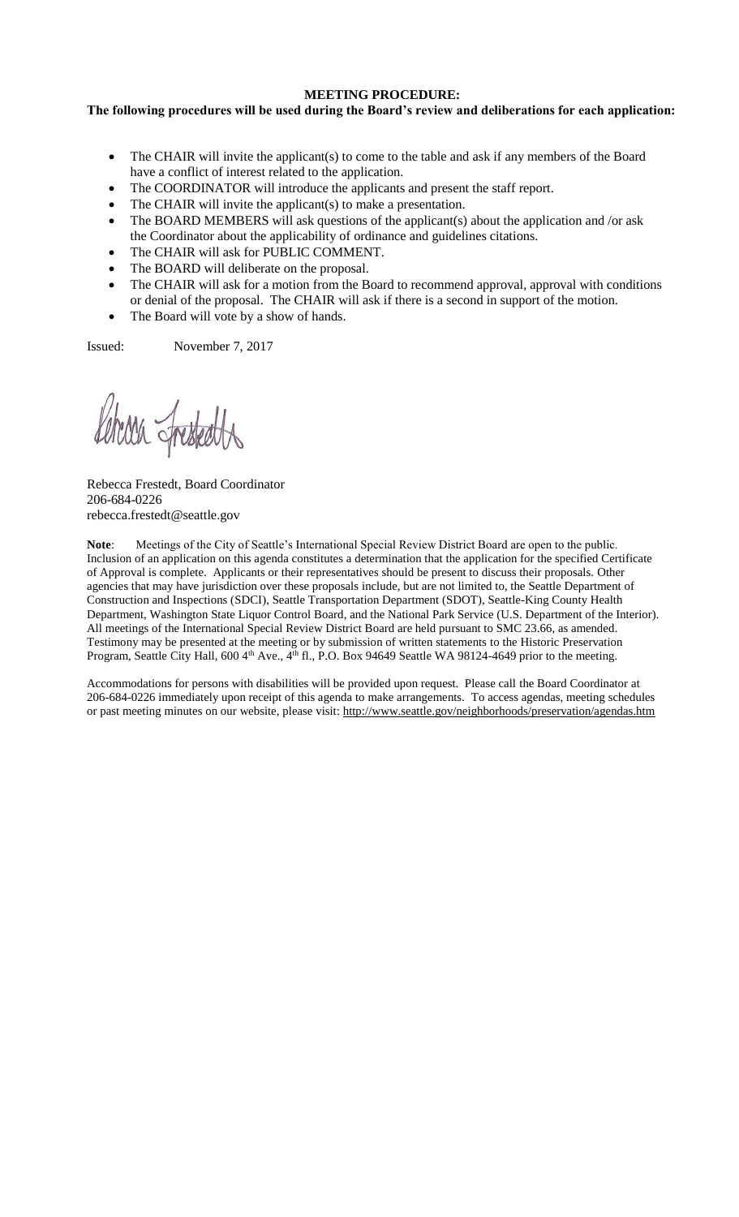**MEETING PROCEDURE:**

**The following procedures will be used during the Board's review and deliberations for each application:**

- The CHAIR will invite the applicant(s) to come to the table and ask if any members of the Board have a conflict of interest related to the application.
- The COORDINATOR will introduce the applicants and present the staff report.
- The CHAIR will invite the applicant(s) to make a presentation.
- The BOARD MEMBERS will ask questions of the applicant(s) about the application and /or ask the Coordinator about the applicability of ordinance and guidelines citations.
- The CHAIR will ask for PUBLIC COMMENT.
- The BOARD will deliberate on the proposal.
- The CHAIR will ask for a motion from the Board to recommend approval, approval with conditions or denial of the proposal. The CHAIR will ask if there is a second in support of the motion.
- The Board will vote by a show of hands.

Issued: November 7, 2017

Rebecca Frestedt, Board Coordinator
206-684-0226
rebecca.frestedt@seattle.gov

**Note**: Meetings of the City of Seattle's International Special Review District Board are open to the public. Inclusion of an application on this agenda constitutes a determination that the application for the specified Certificate of Approval is complete. Applicants or their representatives should be present to discuss their proposals. Other agencies that may have jurisdiction over these proposals include, but are not limited to, the Seattle Department of Construction and Inspections (SDCI), Seattle Transportation Department (SDOT), Seattle-King County Health Department, Washington State Liquor Control Board, and the National Park Service (U.S. Department of the Interior). All meetings of the International Special Review District Board are held pursuant to SMC 23.66, as amended. Testimony may be presented at the meeting or by submission of written statements to the Historic Preservation Program, Seattle City Hall, 600 4th Ave., 4th fl., P.O. Box 94649 Seattle WA 98124-4649 prior to the meeting.

Accommodations for persons with disabilities will be provided upon request. Please call the Board Coordinator at 206-684-0226 immediately upon receipt of this agenda to make arrangements. To access agendas, meeting schedules or past meeting minutes on our website, please visit: http://www.seattle.gov/neighborhoods/preservation/agendas.htm